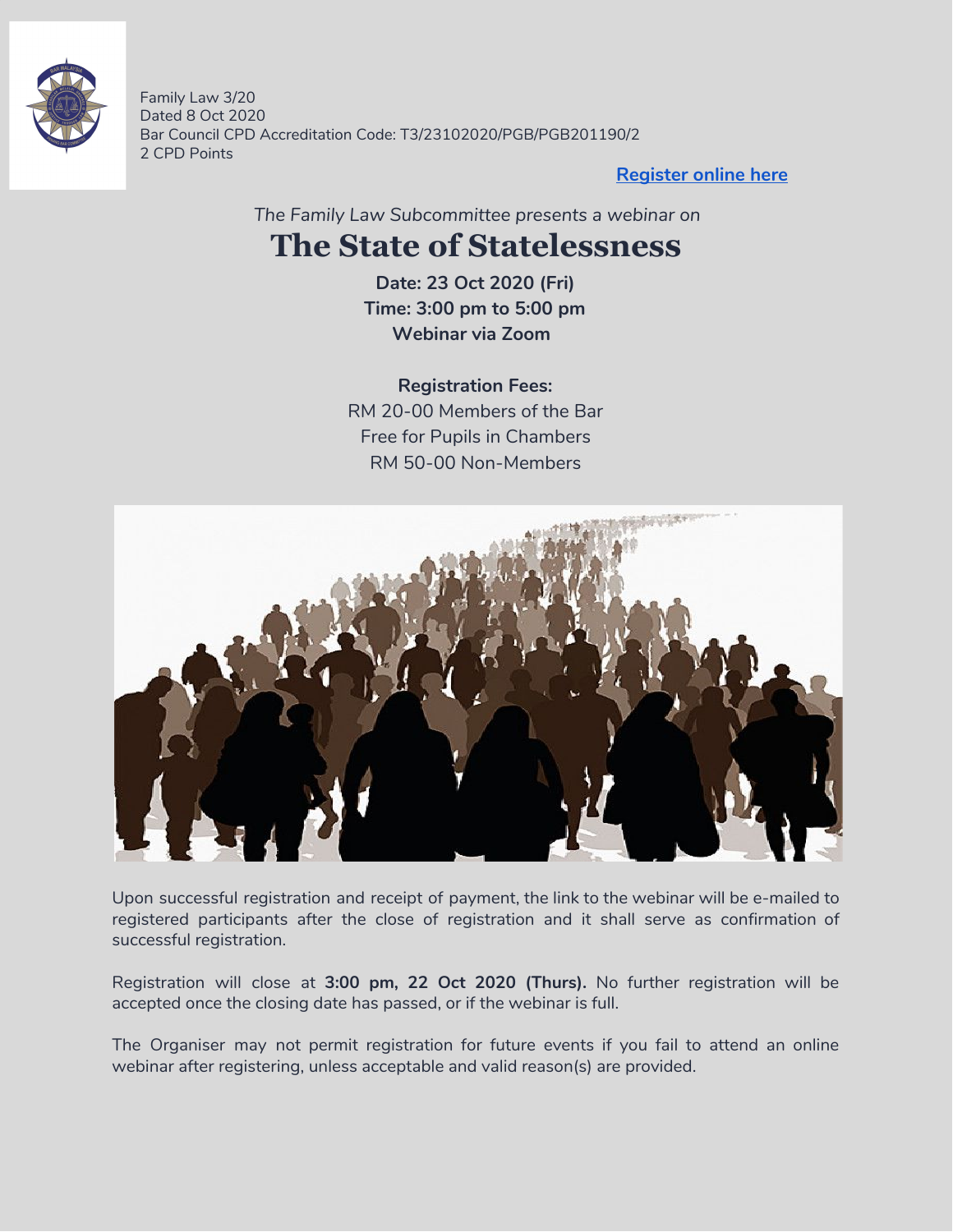Family Law 3/20
Dated 8 Oct 2020
Bar Council CPD Accreditation Code: T3/23102020/PGB/PGB201190/2
2 CPD Points

**Register online here**

*The Family Law Subcommittee presents a webinar on*

# The State of Statelessness

**Date: 23 Oct 2020 (Fri)**
**Time: 3:00 pm to 5:00 pm**
**Webinar via Zoom**

**Registration Fees:**
RM 20-00 Members of the Bar
Free for Pupils in Chambers
RM 50-00 Non-Members

Upon successful registration and receipt of payment, the link to the webinar will be e-mailed to registered participants after the close of registration and it shall serve as confirmation of successful registration.

Registration will close at **3:00 pm, 22 Oct 2020 (Thurs).** No further registration will be accepted once the closing date has passed, or if the webinar is full.

The Organiser may not permit registration for future events if you fail to attend an online webinar after registering, unless acceptable and valid reason(s) are provided.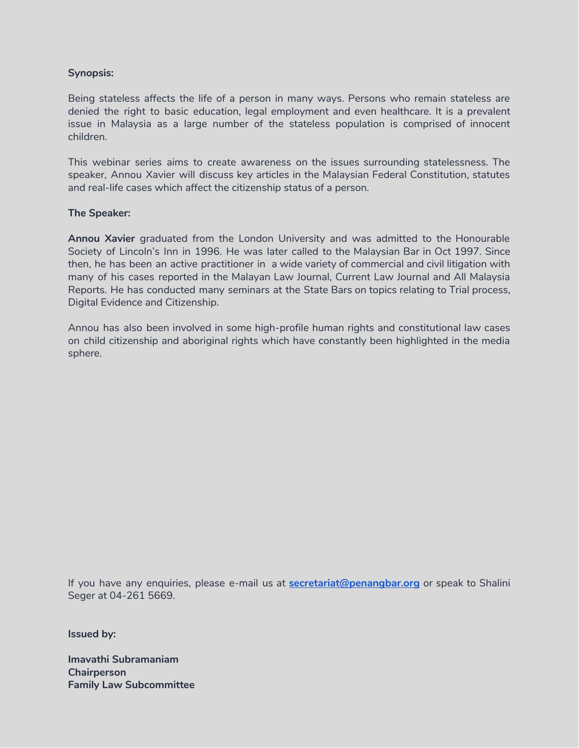**Synopsis:**

Being stateless affects the life of a person in many ways. Persons who remain stateless are denied the right to basic education, legal employment and even healthcare. It is a prevalent issue in Malaysia as a large number of the stateless population is comprised of innocent children.

This webinar series aims to create awareness on the issues surrounding statelessness. The speaker, Annou Xavier will discuss key articles in the Malaysian Federal Constitution, statutes and real-life cases which affect the citizenship status of a person.

**The Speaker:**

**Annou Xavier** graduated from the London University and was admitted to the Honourable Society of Lincoln's Inn in 1996. He was later called to the Malaysian Bar in Oct 1997. Since then, he has been an active practitioner in a wide variety of commercial and civil litigation with many of his cases reported in the Malayan Law Journal, Current Law Journal and All Malaysia Reports. He has conducted many seminars at the State Bars on topics relating to Trial process, Digital Evidence and Citizenship.

Annou has also been involved in some high-profile human rights and constitutional law cases on child citizenship and aboriginal rights which have constantly been highlighted in the media sphere.

If you have any enquiries, please e-mail us at **secretariat@penangbar.org** or speak to Shalini Seger at 04-261 5669.

**Issued by:**

**Imavathi Subramaniam**
**Chairperson**
**Family Law Subcommittee**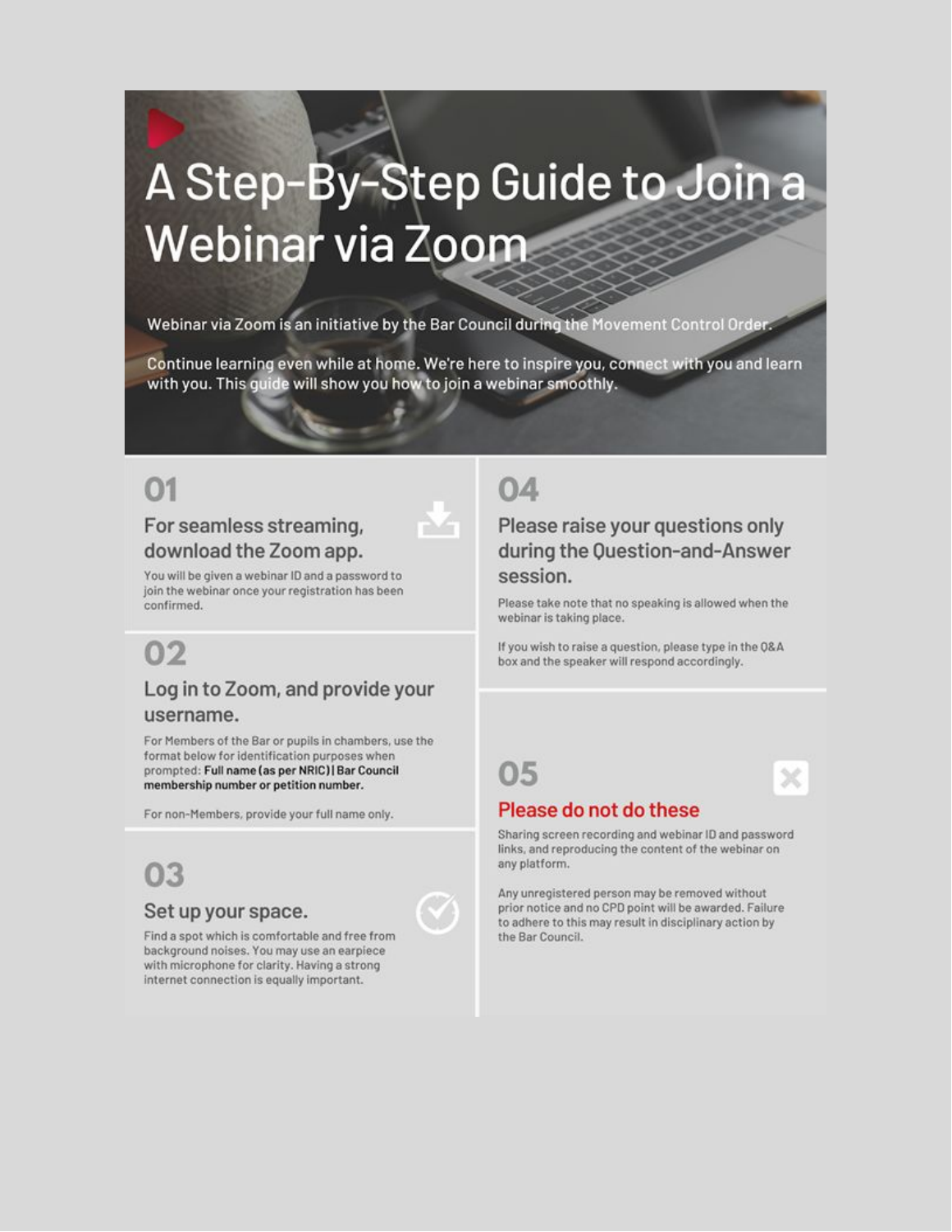# A Step-By-Step Guide to Join a Webinar via Zoom

Webinar via Zoom is an initiative by the Bar Council during the Movement Control Order.

Continue learning even while at home. We're here to inspire you, connect with you and learn with you. This guide will show you how to join a webinar smoothly.

## 01

### For seamless streaming, download the Zoom app.

You will be given a webinar ID and a password to join the webinar once your registration has been confirmed.

## 02

### Log in to Zoom, and provide your username.

For Members of the Bar or pupils in chambers, use the format below for identification purposes when prompted: **Full name (as per NRIC) | Bar Council membership number or petition number.**

For non-Members, provide your full name only.

## 03

### Set up your space.

Find a spot which is comfortable and free from background noises. You may use an earpiece with microphone for clarity. Having a strong internet connection is equally important.

## 04

### Please raise your questions only during the Question-and-Answer session.

Please take note that no speaking is allowed when the webinar is taking place.

If you wish to raise a question, please type in the Q&A box and the speaker will respond accordingly.

## 05

### Please do not do these

Sharing screen recording and webinar ID and password links, and reproducing the content of the webinar on any platform.

Any unregistered person may be removed without prior notice and no CPD point will be awarded. Failure to adhere to this may result in disciplinary action by the Bar Council.